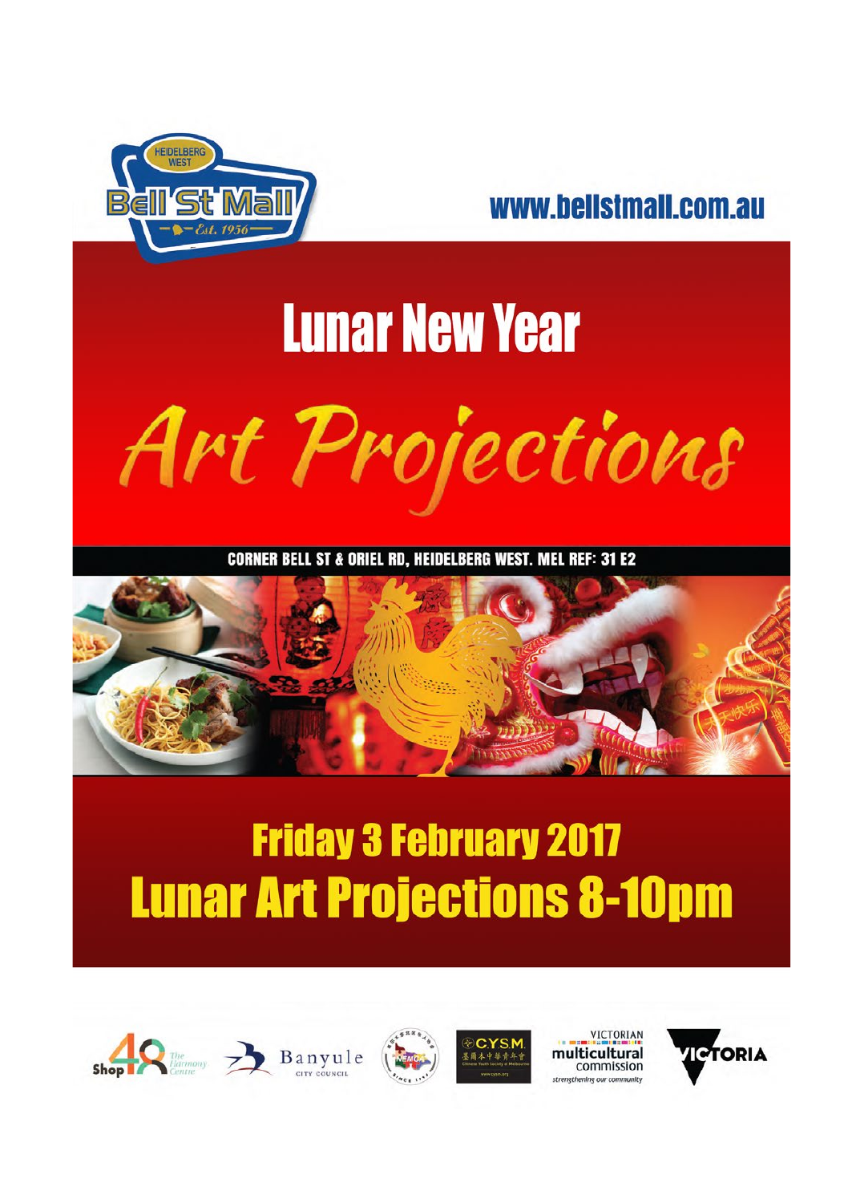Bell St Mall — Heidelberg West — Est. 1956

www.bellstmall.com.au

# Lunar New Year

# Art Projections

CORNER BELL ST & ORIEL RD, HEIDELBERG WEST. MEL REF: 31 E2

## Friday 3 February 2017

## Lunar Art Projections 8-10pm

Shop 48 The Harmony Centre | Banyule City Council | CYSM | Victorian Multicultural Commission — strengthening our community | Victoria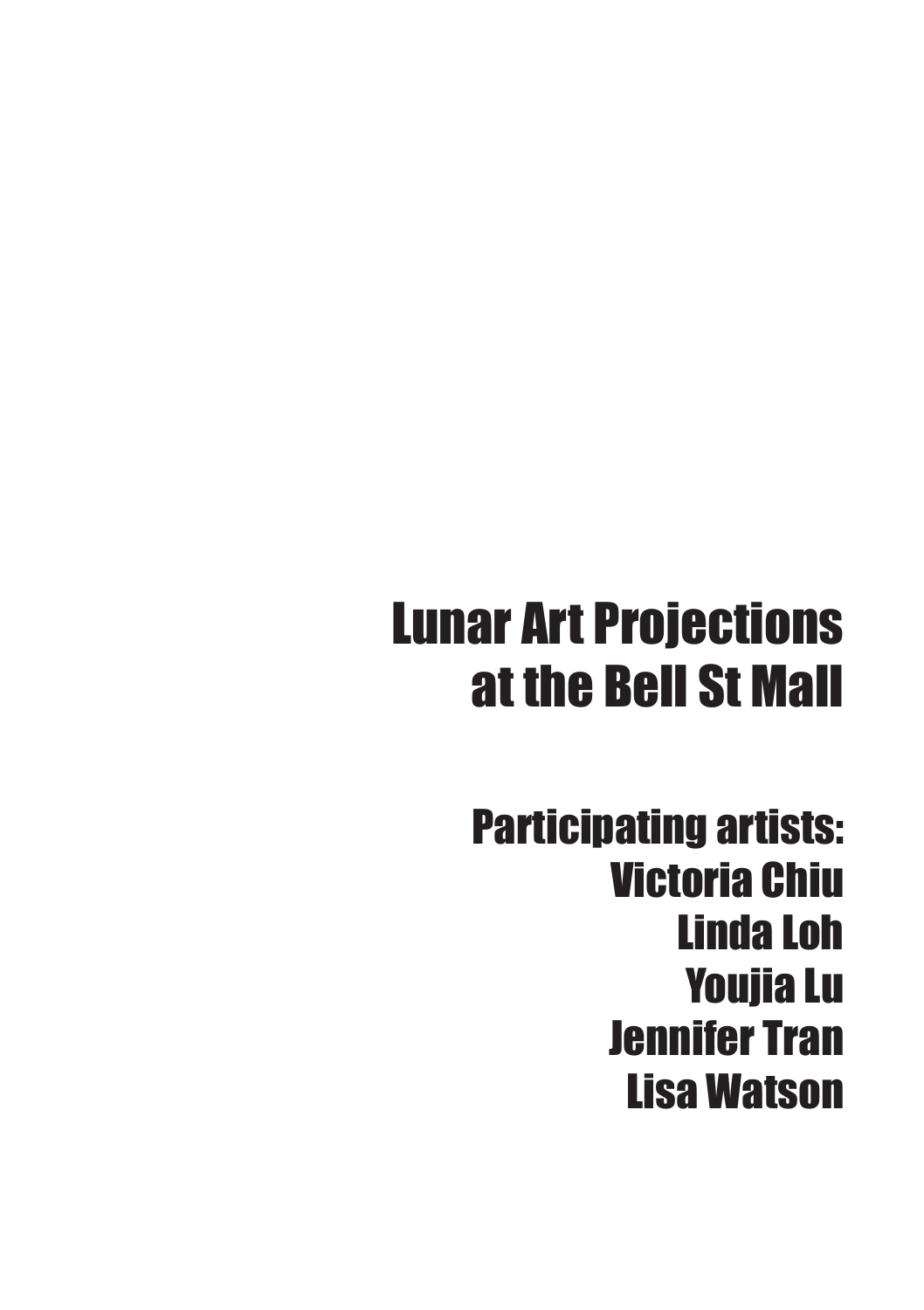# Lunar Art Projections at the Bell St Mall

## Participating artists:
Victoria Chiu
Linda Loh
Youjia Lu
Jennifer Tran
Lisa Watson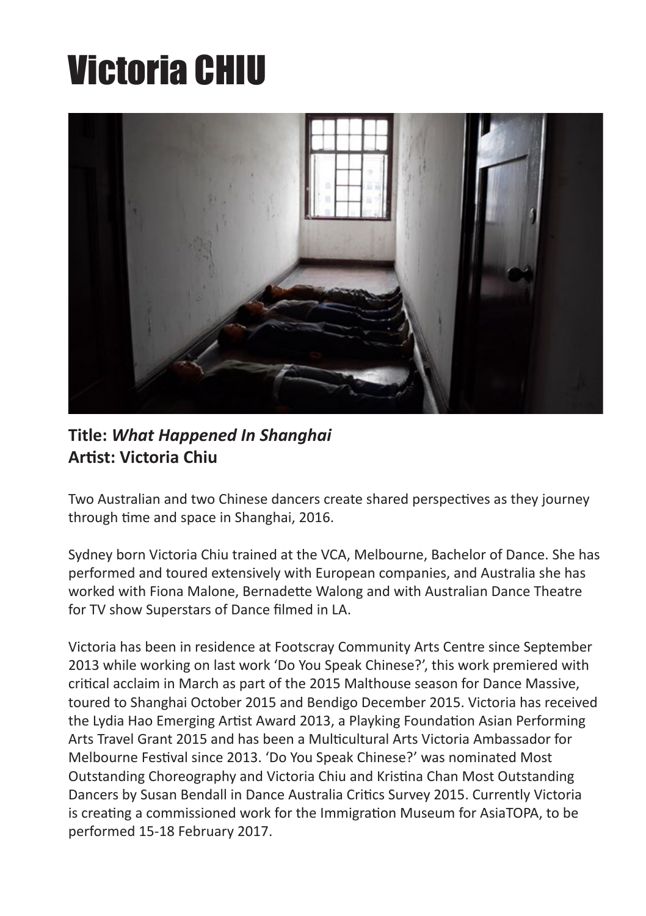# Victoria CHIU

**Title:** ***What Happened In Shanghai***
**Artist: Victoria Chiu**

Two Australian and two Chinese dancers create shared perspectives as they journey through time and space in Shanghai, 2016.

Sydney born Victoria Chiu trained at the VCA, Melbourne, Bachelor of Dance. She has performed and toured extensively with European companies, and Australia she has worked with Fiona Malone, Bernadette Walong and with Australian Dance Theatre for TV show Superstars of Dance filmed in LA.

Victoria has been in residence at Footscray Community Arts Centre since September 2013 while working on last work 'Do You Speak Chinese?', this work premiered with critical acclaim in March as part of the 2015 Malthouse season for Dance Massive, toured to Shanghai October 2015 and Bendigo December 2015. Victoria has received the Lydia Hao Emerging Artist Award 2013, a Playking Foundation Asian Performing Arts Travel Grant 2015 and has been a Multicultural Arts Victoria Ambassador for Melbourne Festival since 2013. 'Do You Speak Chinese?' was nominated Most Outstanding Choreography and Victoria Chiu and Kristina Chan Most Outstanding Dancers by Susan Bendall in Dance Australia Critics Survey 2015. Currently Victoria is creating a commissioned work for the Immigration Museum for AsiaTOPA, to be performed 15-18 February 2017.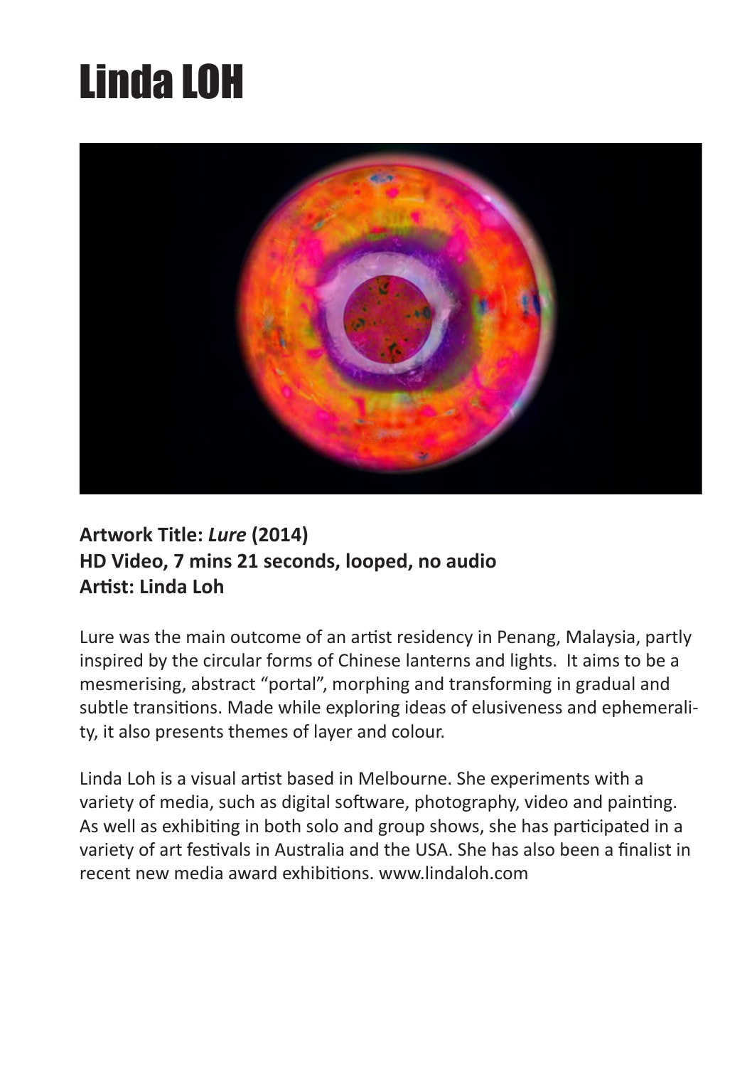# Linda LOH

**Artwork Title: *Lure* (2014)**
**HD Video, 7 mins 21 seconds, looped, no audio**
**Artist: Linda Loh**

Lure was the main outcome of an artist residency in Penang, Malaysia, partly inspired by the circular forms of Chinese lanterns and lights. It aims to be a mesmerising, abstract "portal", morphing and transforming in gradual and subtle transitions. Made while exploring ideas of elusiveness and ephemerality, it also presents themes of layer and colour.

Linda Loh is a visual artist based in Melbourne. She experiments with a variety of media, such as digital software, photography, video and painting. As well as exhibiting in both solo and group shows, she has participated in a variety of art festivals in Australia and the USA. She has also been a finalist in recent new media award exhibitions. www.lindaloh.com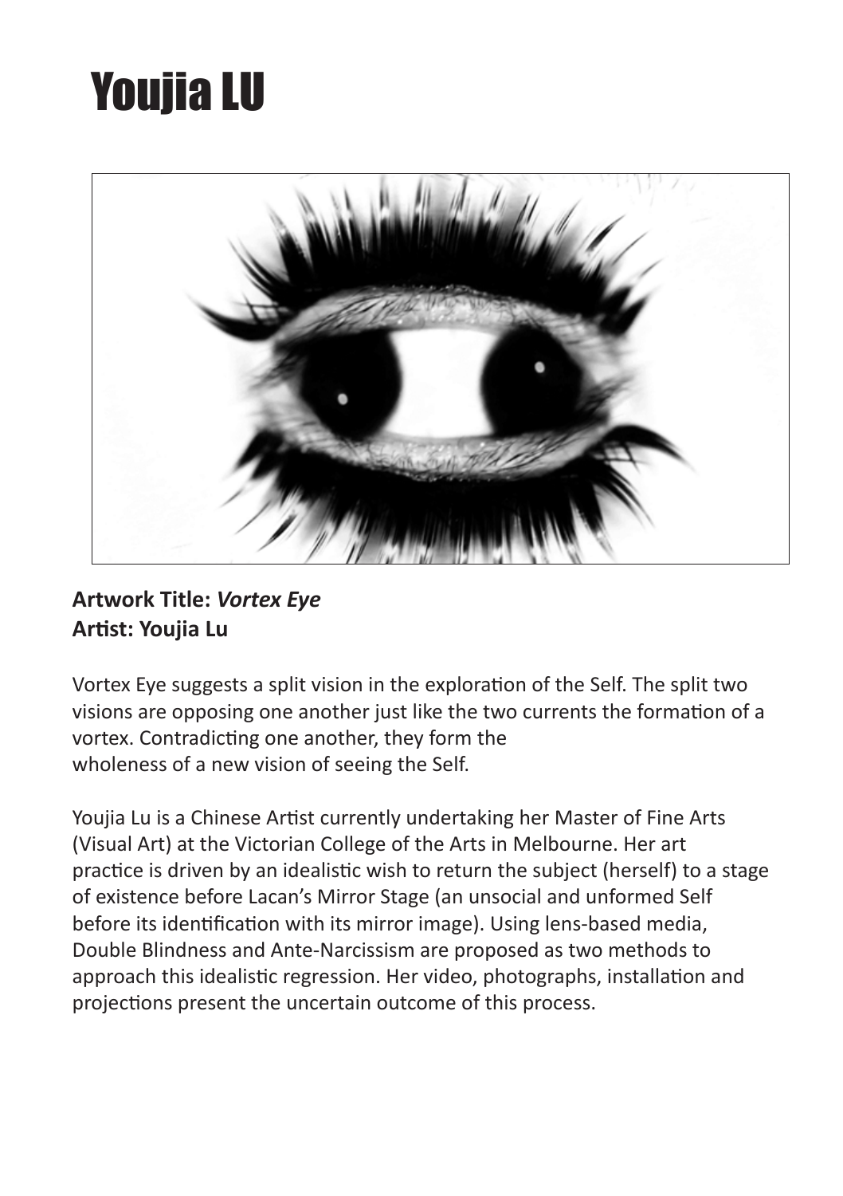# Youjia LU

**Artwork Title: *Vortex Eye***
**Artist: Youjia Lu**

Vortex Eye suggests a split vision in the exploration of the Self. The split two visions are opposing one another just like the two currents the formation of a vortex. Contradicting one another, they form the wholeness of a new vision of seeing the Self.

Youjia Lu is a Chinese Artist currently undertaking her Master of Fine Arts (Visual Art) at the Victorian College of the Arts in Melbourne. Her art practice is driven by an idealistic wish to return the subject (herself) to a stage of existence before Lacan's Mirror Stage (an unsocial and unformed Self before its identification with its mirror image). Using lens-based media, Double Blindness and Ante-Narcissism are proposed as two methods to approach this idealistic regression. Her video, photographs, installation and projections present the uncertain outcome of this process.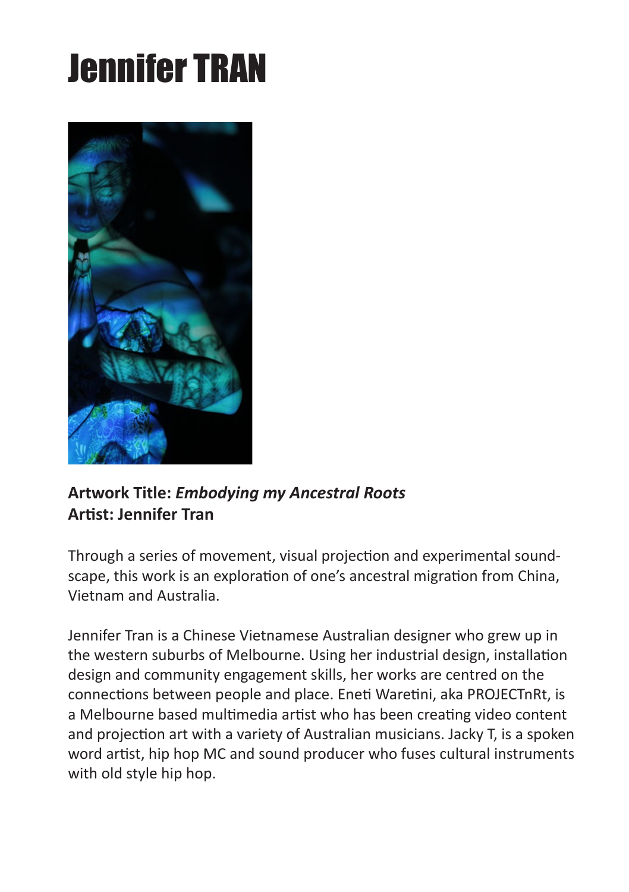# Jennifer TRAN

**Artwork Title:** ***Embodying my Ancestral Roots***
**Artist: Jennifer Tran**

Through a series of movement, visual projection and experimental soundscape, this work is an exploration of one's ancestral migration from China, Vietnam and Australia.

Jennifer Tran is a Chinese Vietnamese Australian designer who grew up in the western suburbs of Melbourne. Using her industrial design, installation design and community engagement skills, her works are centred on the connections between people and place. Eneti Waretini, aka PROJECTnRt, is a Melbourne based multimedia artist who has been creating video content and projection art with a variety of Australian musicians. Jacky T, is a spoken word artist, hip hop MC and sound producer who fuses cultural instruments with old style hip hop.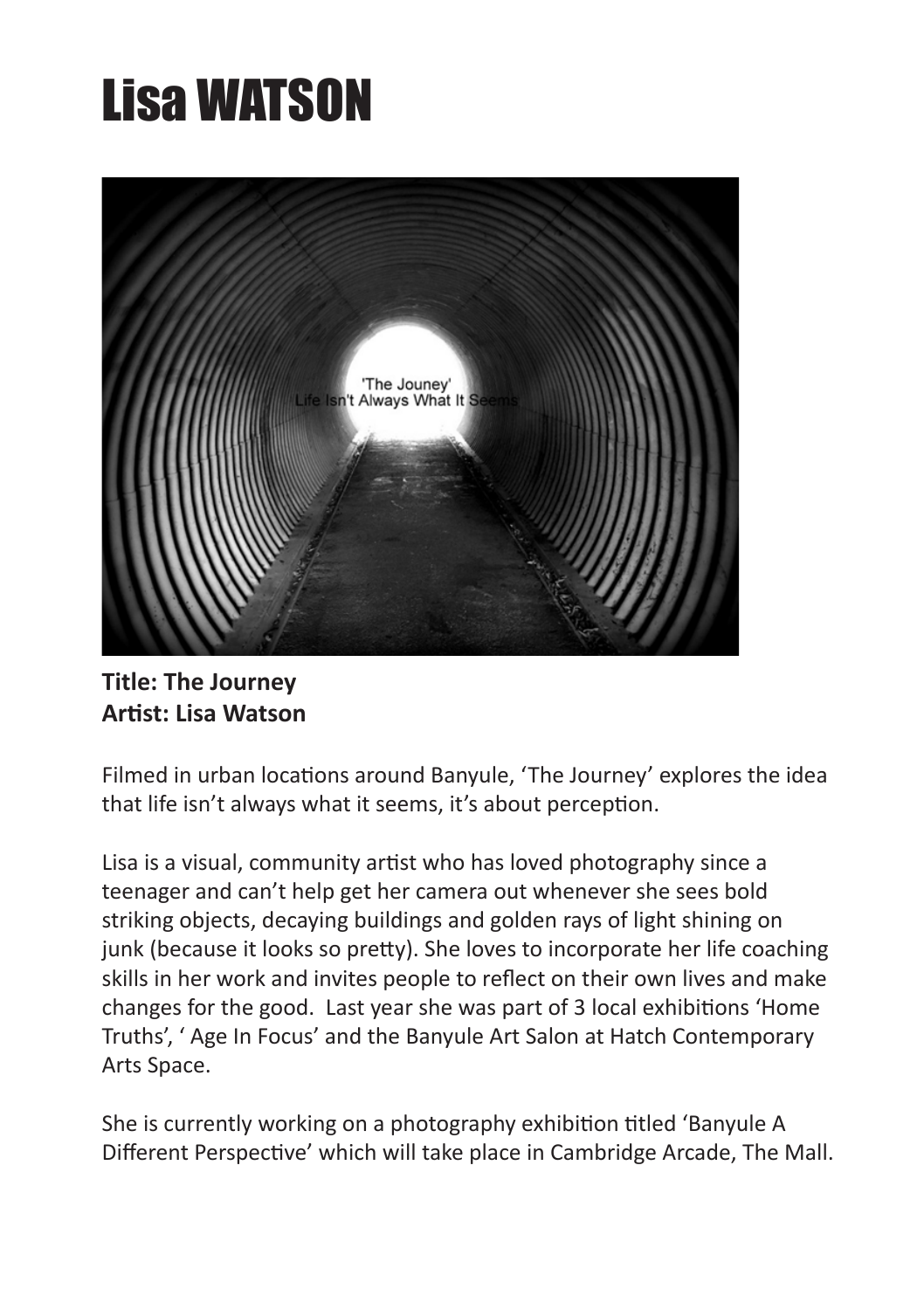# Lisa WATSON

**Title: The Journey**
**Artist: Lisa Watson**

Filmed in urban locations around Banyule, 'The Journey' explores the idea that life isn't always what it seems, it's about perception.

Lisa is a visual, community artist who has loved photography since a teenager and can't help get her camera out whenever she sees bold striking objects, decaying buildings and golden rays of light shining on junk (because it looks so pretty). She loves to incorporate her life coaching skills in her work and invites people to reflect on their own lives and make changes for the good. Last year she was part of 3 local exhibitions 'Home Truths', ' Age In Focus' and the Banyule Art Salon at Hatch Contemporary Arts Space.

She is currently working on a photography exhibition titled 'Banyule A Different Perspective' which will take place in Cambridge Arcade, The Mall.